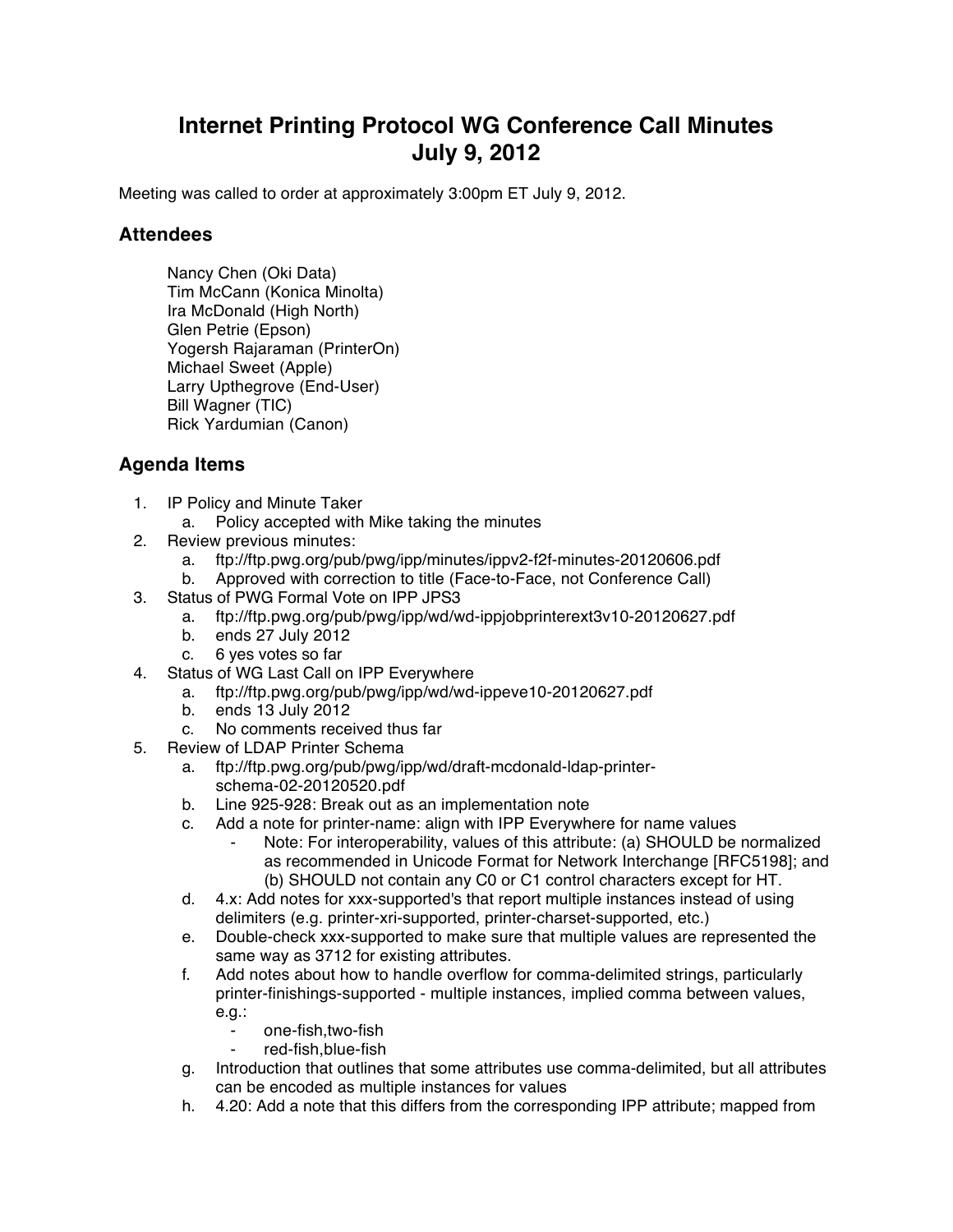# Internet Printing Protocol WG Conference Call Minutes
# July 9, 2012

Meeting was called to order at approximately 3:00pm ET July 9, 2012.

## Attendees

Nancy Chen (Oki Data)
Tim McCann (Konica Minolta)
Ira McDonald (High North)
Glen Petrie (Epson)
Yogersh Rajaraman (PrinterOn)
Michael Sweet (Apple)
Larry Upthegrove (End-User)
Bill Wagner (TIC)
Rick Yardumian (Canon)

## Agenda Items

1. IP Policy and Minute Taker
   a. Policy accepted with Mike taking the minutes
2. Review previous minutes:
   a. ftp://ftp.pwg.org/pub/pwg/ipp/minutes/ippv2-f2f-minutes-20120606.pdf
   b. Approved with correction to title (Face-to-Face, not Conference Call)
3. Status of PWG Formal Vote on IPP JPS3
   a. ftp://ftp.pwg.org/pub/pwg/ipp/wd/wd-ippjobprinterext3v10-20120627.pdf
   b. ends 27 July 2012
   c. 6 yes votes so far
4. Status of WG Last Call on IPP Everywhere
   a. ftp://ftp.pwg.org/pub/pwg/ipp/wd/wd-ippeve10-20120627.pdf
   b. ends 13 July 2012
   c. No comments received thus far
5. Review of LDAP Printer Schema
   a. ftp://ftp.pwg.org/pub/pwg/ipp/wd/draft-mcdonald-ldap-printer-schema-02-20120520.pdf
   b. Line 925-928: Break out as an implementation note
   c. Add a note for printer-name: align with IPP Everywhere for name values
      - Note: For interoperability, values of this attribute: (a) SHOULD be normalized as recommended in Unicode Format for Network Interchange [RFC5198]; and (b) SHOULD not contain any C0 or C1 control characters except for HT.
   d. 4.x: Add notes for xxx-supported's that report multiple instances instead of using delimiters (e.g. printer-xri-supported, printer-charset-supported, etc.)
   e. Double-check xxx-supported to make sure that multiple values are represented the same way as 3712 for existing attributes.
   f. Add notes about how to handle overflow for comma-delimited strings, particularly printer-finishings-supported - multiple instances, implied comma between values, e.g.:
      - one-fish,two-fish
      - red-fish,blue-fish
   g. Introduction that outlines that some attributes use comma-delimited, but all attributes can be encoded as multiple instances for values
   h. 4.20: Add a note that this differs from the corresponding IPP attribute; mapped from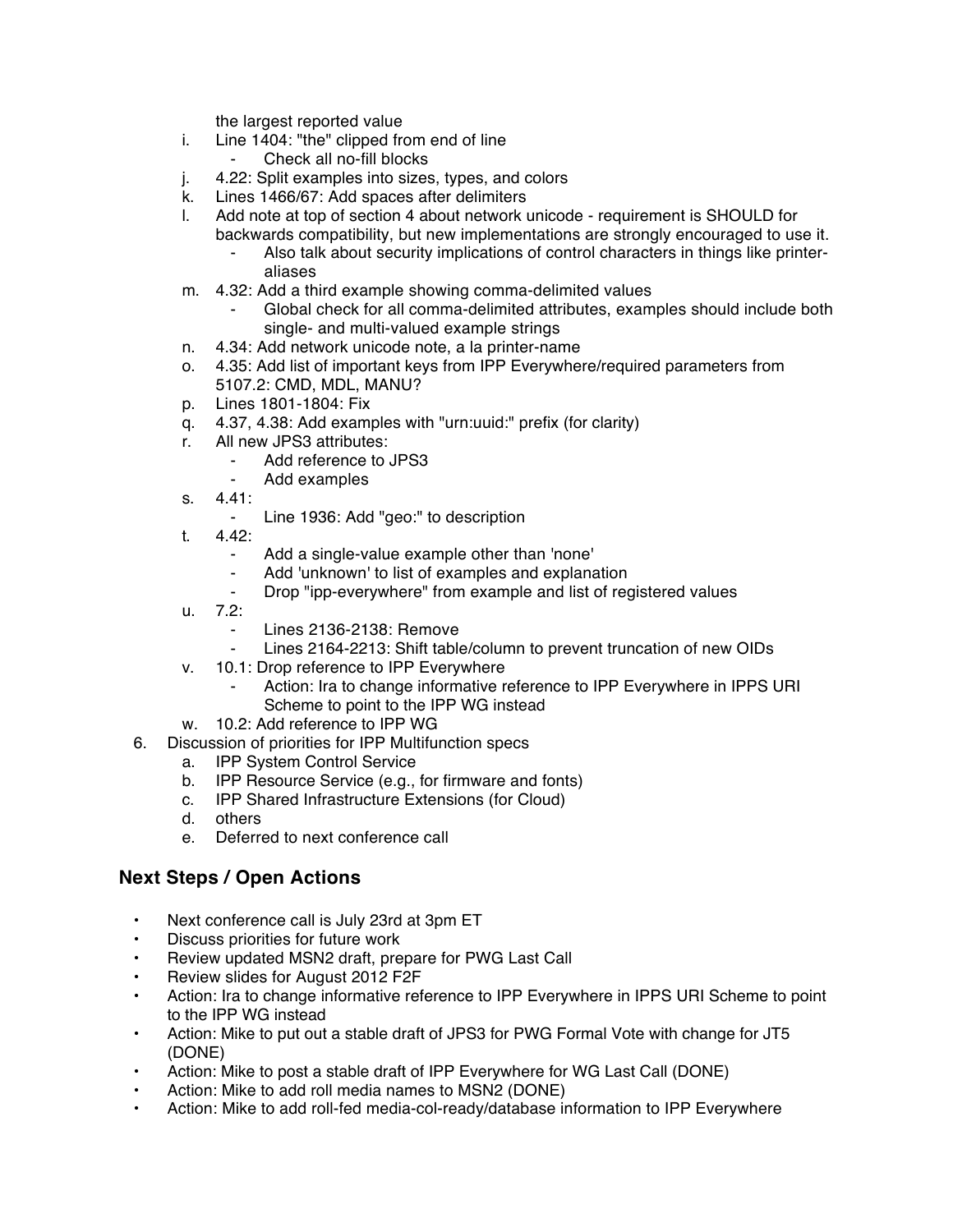the largest reported value

   i. Line 1404: "the" clipped from end of line
      - Check all no-fill blocks
   j. 4.22: Split examples into sizes, types, and colors
   k. Lines 1466/67: Add spaces after delimiters
   l. Add note at top of section 4 about network unicode - requirement is SHOULD for backwards compatibility, but new implementations are strongly encouraged to use it.
      - Also talk about security implications of control characters in things like printer-aliases
   m. 4.32: Add a third example showing comma-delimited values
      - Global check for all comma-delimited attributes, examples should include both single- and multi-valued example strings
   n. 4.34: Add network unicode note, a la printer-name
   o. 4.35: Add list of important keys from IPP Everywhere/required parameters from 5107.2: CMD, MDL, MANU?
   p. Lines 1801-1804: Fix
   q. 4.37, 4.38: Add examples with "urn:uuid:" prefix (for clarity)
   r. All new JPS3 attributes:
      - Add reference to JPS3
      - Add examples
   s. 4.41:
      - Line 1936: Add "geo:" to description
   t. 4.42:
      - Add a single-value example other than 'none'
      - Add 'unknown' to list of examples and explanation
      - Drop "ipp-everywhere" from example and list of registered values
   u. 7.2:
      - Lines 2136-2138: Remove
      - Lines 2164-2213: Shift table/column to prevent truncation of new OIDs
   v. 10.1: Drop reference to IPP Everywhere
      - Action: Ira to change informative reference to IPP Everywhere in IPPS URI Scheme to point to the IPP WG instead
   w. 10.2: Add reference to IPP WG

6. Discussion of priorities for IPP Multifunction specs
   a. IPP System Control Service
   b. IPP Resource Service (e.g., for firmware and fonts)
   c. IPP Shared Infrastructure Extensions (for Cloud)
   d. others
   e. Deferred to next conference call

## Next Steps / Open Actions

- Next conference call is July 23rd at 3pm ET
- Discuss priorities for future work
- Review updated MSN2 draft, prepare for PWG Last Call
- Review slides for August 2012 F2F
- Action: Ira to change informative reference to IPP Everywhere in IPPS URI Scheme to point to the IPP WG instead
- Action: Mike to put out a stable draft of JPS3 for PWG Formal Vote with change for JT5 (DONE)
- Action: Mike to post a stable draft of IPP Everywhere for WG Last Call (DONE)
- Action: Mike to add roll media names to MSN2 (DONE)
- Action: Mike to add roll-fed media-col-ready/database information to IPP Everywhere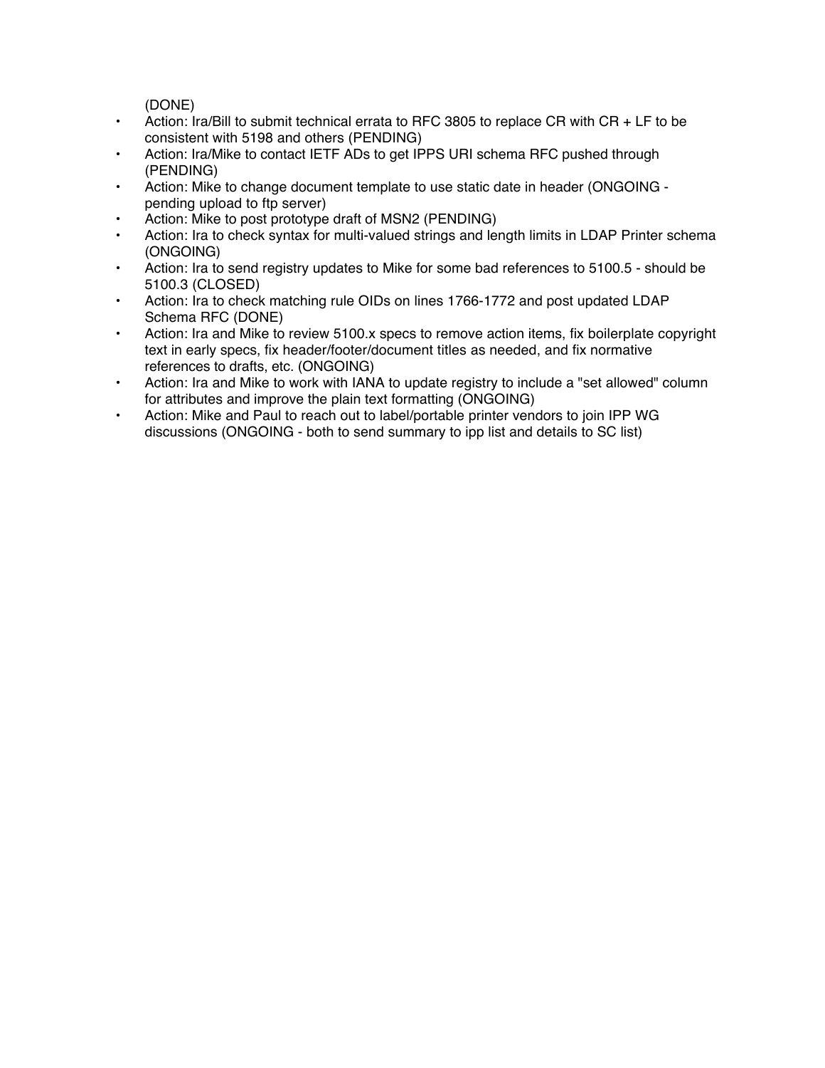(DONE)

- Action: Ira/Bill to submit technical errata to RFC 3805 to replace CR with CR + LF to be consistent with 5198 and others (PENDING)
- Action: Ira/Mike to contact IETF ADs to get IPPS URI schema RFC pushed through (PENDING)
- Action: Mike to change document template to use static date in header (ONGOING - pending upload to ftp server)
- Action: Mike to post prototype draft of MSN2 (PENDING)
- Action: Ira to check syntax for multi-valued strings and length limits in LDAP Printer schema (ONGOING)
- Action: Ira to send registry updates to Mike for some bad references to 5100.5 - should be 5100.3 (CLOSED)
- Action: Ira to check matching rule OIDs on lines 1766-1772 and post updated LDAP Schema RFC (DONE)
- Action: Ira and Mike to review 5100.x specs to remove action items, fix boilerplate copyright text in early specs, fix header/footer/document titles as needed, and fix normative references to drafts, etc. (ONGOING)
- Action: Ira and Mike to work with IANA to update registry to include a "set allowed" column for attributes and improve the plain text formatting (ONGOING)
- Action: Mike and Paul to reach out to label/portable printer vendors to join IPP WG discussions (ONGOING - both to send summary to ipp list and details to SC list)